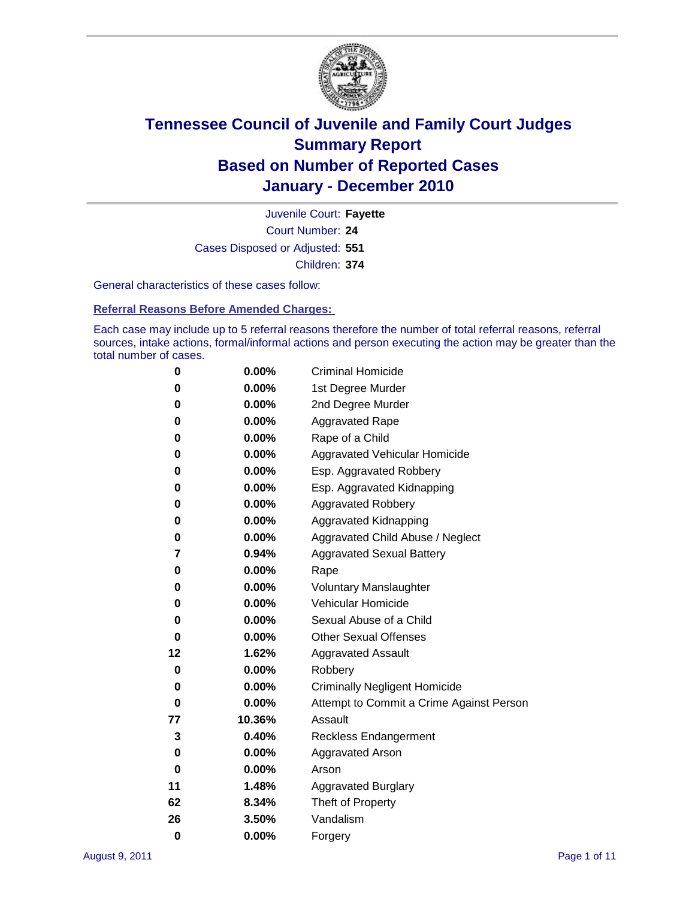# Tennessee Council of Juvenile and Family Court Judges
# Summary Report
# Based on Number of Reported Cases
# January - December 2010

Juvenile Court: **Fayette**

Court Number: **24**

Cases Disposed or Adjusted: **551**

Children: **374**

General characteristics of these cases follow:

## Referral Reasons Before Amended Charges:

Each case may include up to 5 referral reasons therefore the number of total referral reasons, referral sources, intake actions, formal/informal actions and person executing the action may be greater than the total number of cases.

| Count | Percent | Referral Reason |
|---|---|---|
| 0 | 0.00% | Criminal Homicide |
| 0 | 0.00% | 1st Degree Murder |
| 0 | 0.00% | 2nd Degree Murder |
| 0 | 0.00% | Aggravated Rape |
| 0 | 0.00% | Rape of a Child |
| 0 | 0.00% | Aggravated Vehicular Homicide |
| 0 | 0.00% | Esp. Aggravated Robbery |
| 0 | 0.00% | Esp. Aggravated Kidnapping |
| 0 | 0.00% | Aggravated Robbery |
| 0 | 0.00% | Aggravated Kidnapping |
| 0 | 0.00% | Aggravated Child Abuse / Neglect |
| 7 | 0.94% | Aggravated Sexual Battery |
| 0 | 0.00% | Rape |
| 0 | 0.00% | Voluntary Manslaughter |
| 0 | 0.00% | Vehicular Homicide |
| 0 | 0.00% | Sexual Abuse of a Child |
| 0 | 0.00% | Other Sexual Offenses |
| 12 | 1.62% | Aggravated Assault |
| 0 | 0.00% | Robbery |
| 0 | 0.00% | Criminally Negligent Homicide |
| 0 | 0.00% | Attempt to Commit a Crime Against Person |
| 77 | 10.36% | Assault |
| 3 | 0.40% | Reckless Endangerment |
| 0 | 0.00% | Aggravated Arson |
| 0 | 0.00% | Arson |
| 11 | 1.48% | Aggravated Burglary |
| 62 | 8.34% | Theft of Property |
| 26 | 3.50% | Vandalism |
| 0 | 0.00% | Forgery |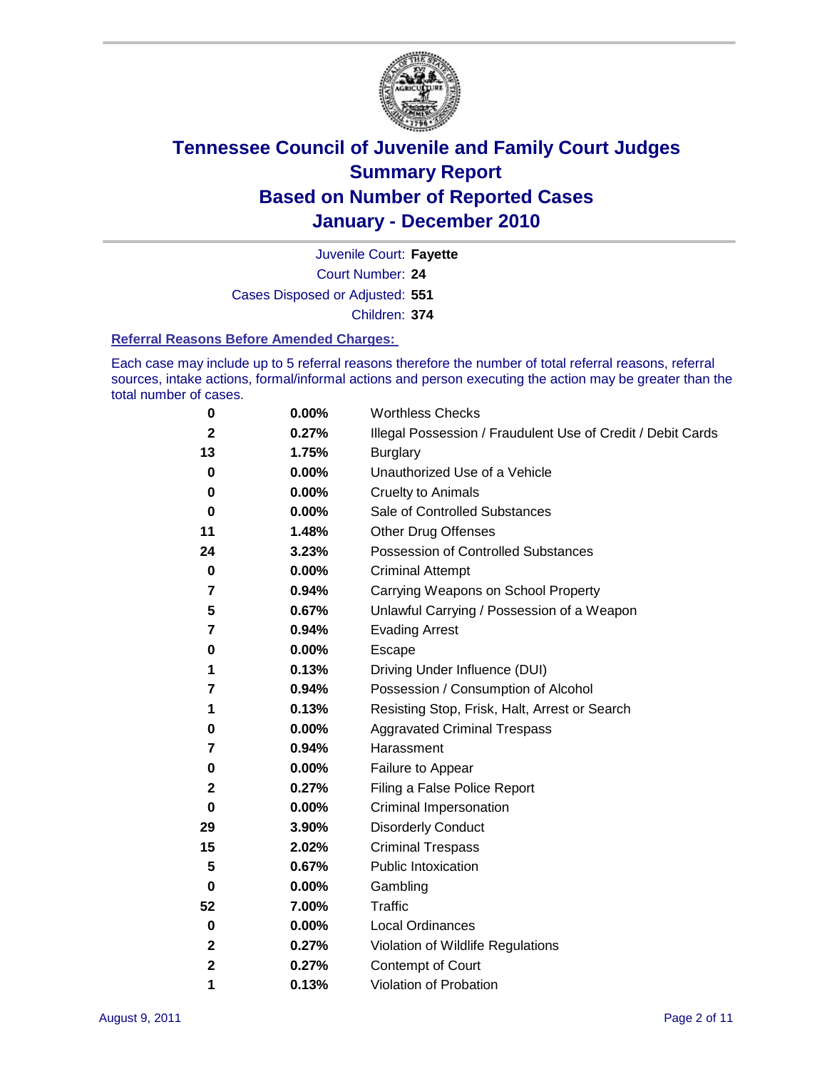# Tennessee Council of Juvenile and Family Court Judges
## Summary Report
## Based on Number of Reported Cases
## January - December 2010

Juvenile Court: **Fayette**

Court Number: **24**

Cases Disposed or Adjusted: **551**

Children: **374**

### Referral Reasons Before Amended Charges:

Each case may include up to 5 referral reasons therefore the number of total referral reasons, referral sources, intake actions, formal/informal actions and person executing the action may be greater than the total number of cases.

| Count | Percent | Referral Reason |
|---|---|---|
| 0 | 0.00% | Worthless Checks |
| 2 | 0.27% | Illegal Possession / Fraudulent Use of Credit / Debit Cards |
| 13 | 1.75% | Burglary |
| 0 | 0.00% | Unauthorized Use of a Vehicle |
| 0 | 0.00% | Cruelty to Animals |
| 0 | 0.00% | Sale of Controlled Substances |
| 11 | 1.48% | Other Drug Offenses |
| 24 | 3.23% | Possession of Controlled Substances |
| 0 | 0.00% | Criminal Attempt |
| 7 | 0.94% | Carrying Weapons on School Property |
| 5 | 0.67% | Unlawful Carrying / Possession of a Weapon |
| 7 | 0.94% | Evading Arrest |
| 0 | 0.00% | Escape |
| 1 | 0.13% | Driving Under Influence (DUI) |
| 7 | 0.94% | Possession / Consumption of Alcohol |
| 1 | 0.13% | Resisting Stop, Frisk, Halt, Arrest or Search |
| 0 | 0.00% | Aggravated Criminal Trespass |
| 7 | 0.94% | Harassment |
| 0 | 0.00% | Failure to Appear |
| 2 | 0.27% | Filing a False Police Report |
| 0 | 0.00% | Criminal Impersonation |
| 29 | 3.90% | Disorderly Conduct |
| 15 | 2.02% | Criminal Trespass |
| 5 | 0.67% | Public Intoxication |
| 0 | 0.00% | Gambling |
| 52 | 7.00% | Traffic |
| 0 | 0.00% | Local Ordinances |
| 2 | 0.27% | Violation of Wildlife Regulations |
| 2 | 0.27% | Contempt of Court |
| 1 | 0.13% | Violation of Probation |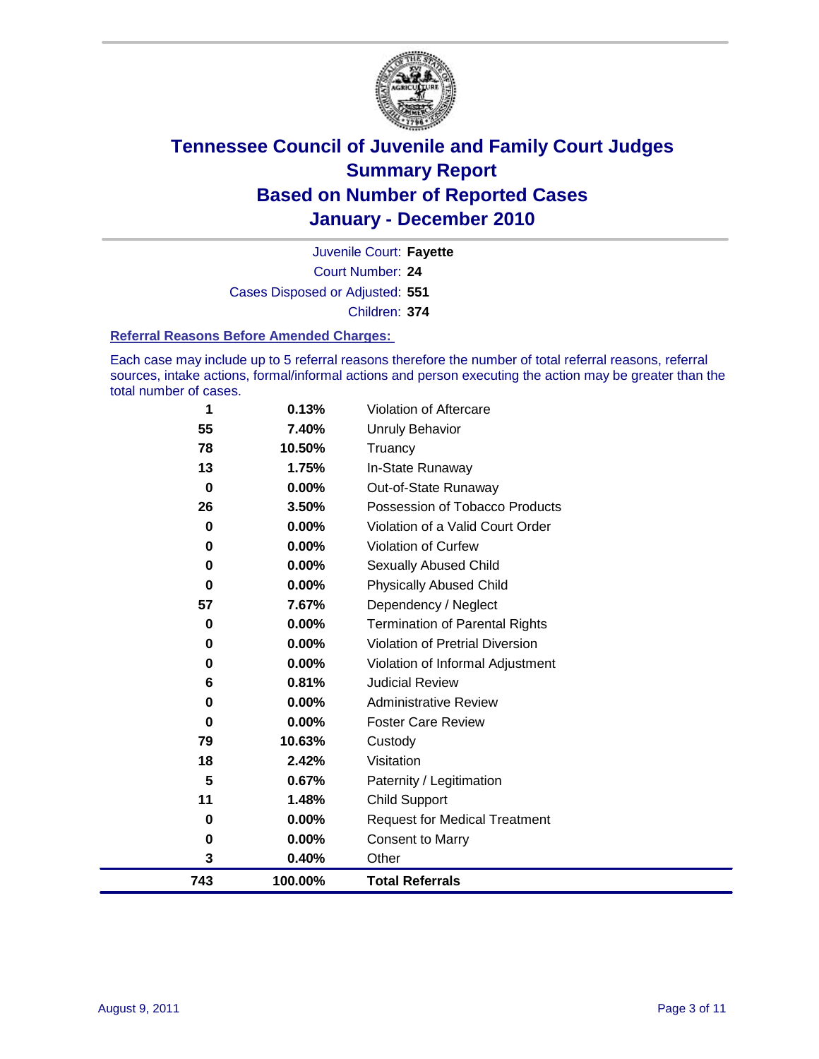# Tennessee Council of Juvenile and Family Court Judges
# Summary Report
# Based on Number of Reported Cases
# January - December 2010

Juvenile Court: **Fayette**

Court Number: **24**

Cases Disposed or Adjusted: **551**

Children: **374**

### Referral Reasons Before Amended Charges:

Each case may include up to 5 referral reasons therefore the number of total referral reasons, referral sources, intake actions, formal/informal actions and person executing the action may be greater than the total number of cases.

| Count | Percent | Referral Reason |
|---|---|---|
| 1 | 0.13% | Violation of Aftercare |
| 55 | 7.40% | Unruly Behavior |
| 78 | 10.50% | Truancy |
| 13 | 1.75% | In-State Runaway |
| 0 | 0.00% | Out-of-State Runaway |
| 26 | 3.50% | Possession of Tobacco Products |
| 0 | 0.00% | Violation of a Valid Court Order |
| 0 | 0.00% | Violation of Curfew |
| 0 | 0.00% | Sexually Abused Child |
| 0 | 0.00% | Physically Abused Child |
| 57 | 7.67% | Dependency / Neglect |
| 0 | 0.00% | Termination of Parental Rights |
| 0 | 0.00% | Violation of Pretrial Diversion |
| 0 | 0.00% | Violation of Informal Adjustment |
| 6 | 0.81% | Judicial Review |
| 0 | 0.00% | Administrative Review |
| 0 | 0.00% | Foster Care Review |
| 79 | 10.63% | Custody |
| 18 | 2.42% | Visitation |
| 5 | 0.67% | Paternity / Legitimation |
| 11 | 1.48% | Child Support |
| 0 | 0.00% | Request for Medical Treatment |
| 0 | 0.00% | Consent to Marry |
| 3 | 0.40% | Other |
| **743** | **100.00%** | **Total Referrals** |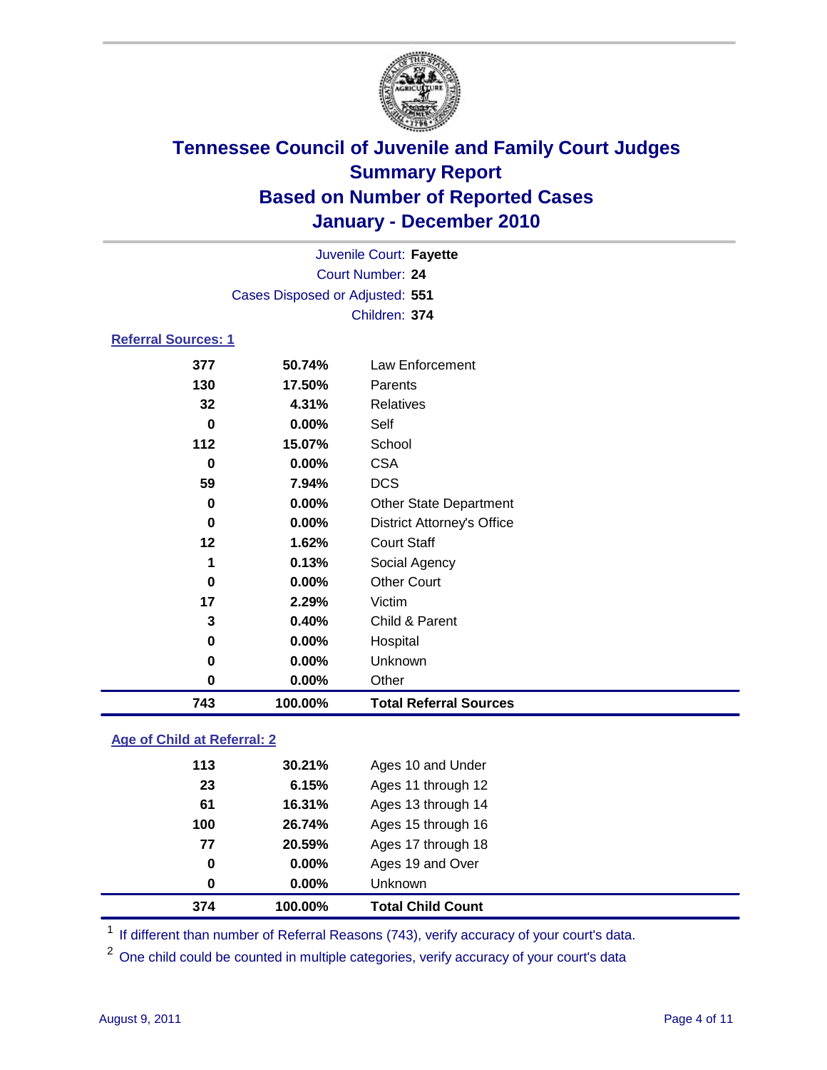# Tennessee Council of Juvenile and Family Court Judges
## Summary Report
## Based on Number of Reported Cases
## January - December 2010

Juvenile Court: **Fayette**
Court Number: **24**
Cases Disposed or Adjusted: **551**
Children: **374**

### Referral Sources: 1

| | | |
|---|---|---|
| 377 | 50.74% | Law Enforcement |
| 130 | 17.50% | Parents |
| 32 | 4.31% | Relatives |
| 0 | 0.00% | Self |
| 112 | 15.07% | School |
| 0 | 0.00% | CSA |
| 59 | 7.94% | DCS |
| 0 | 0.00% | Other State Department |
| 0 | 0.00% | District Attorney's Office |
| 12 | 1.62% | Court Staff |
| 1 | 0.13% | Social Agency |
| 0 | 0.00% | Other Court |
| 17 | 2.29% | Victim |
| 3 | 0.40% | Child & Parent |
| 0 | 0.00% | Hospital |
| 0 | 0.00% | Unknown |
| 0 | 0.00% | Other |
| **743** | **100.00%** | **Total Referral Sources** |

### Age of Child at Referral: 2

| | | |
|---|---|---|
| 113 | 30.21% | Ages 10 and Under |
| 23 | 6.15% | Ages 11 through 12 |
| 61 | 16.31% | Ages 13 through 14 |
| 100 | 26.74% | Ages 15 through 16 |
| 77 | 20.59% | Ages 17 through 18 |
| 0 | 0.00% | Ages 19 and Over |
| 0 | 0.00% | Unknown |
| **374** | **100.00%** | **Total Child Count** |

[1] If different than number of Referral Reasons (743), verify accuracy of your court's data.

[2] One child could be counted in multiple categories, verify accuracy of your court's data

August 9, 2011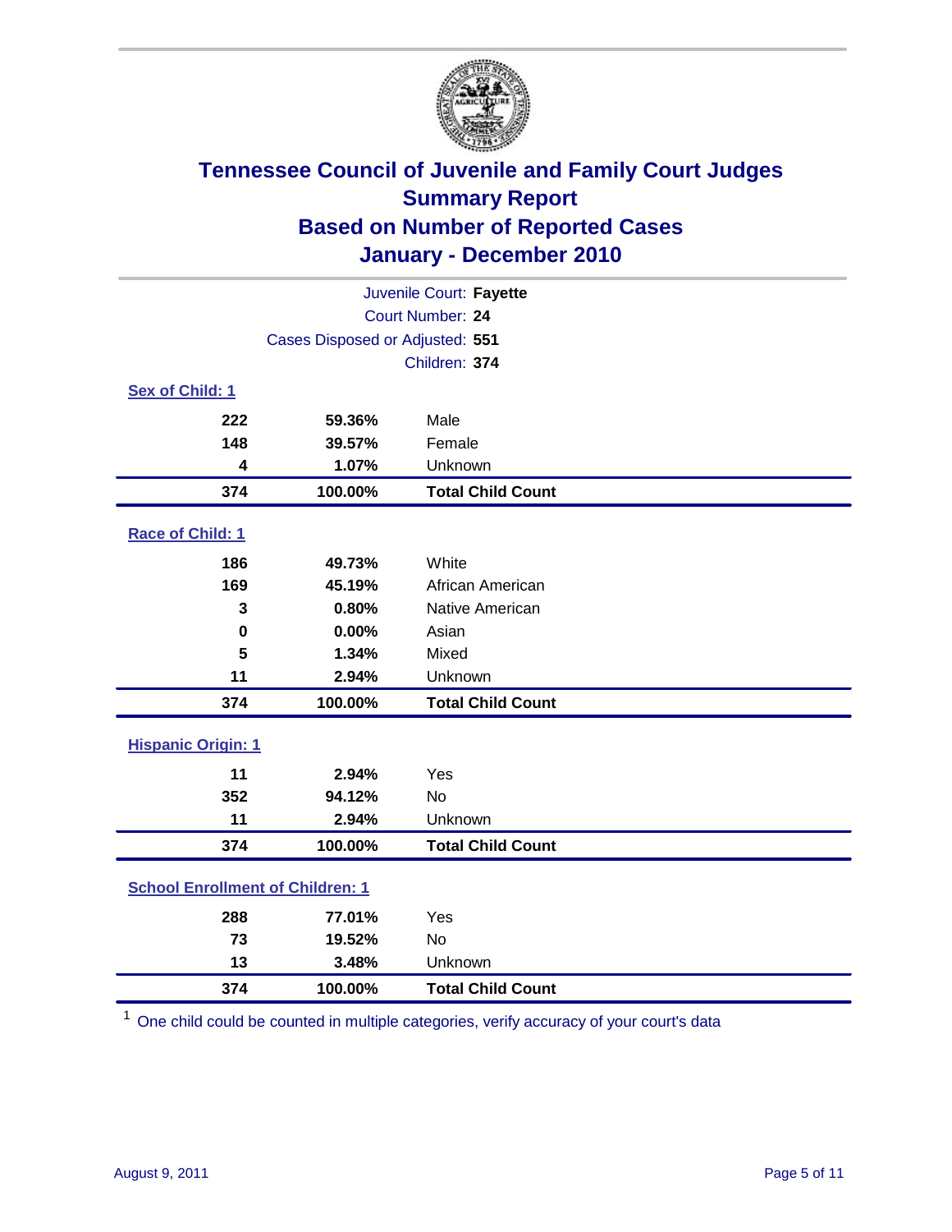# Tennessee Council of Juvenile and Family Court Judges
## Summary Report
## Based on Number of Reported Cases
## January - December 2010

Juvenile Court: **Fayette**
Court Number: **24**
Cases Disposed or Adjusted: **551**
Children: **374**

### Sex of Child: 1

| Count | Percent | Category |
|---|---|---|
| 222 | 59.36% | Male |
| 148 | 39.57% | Female |
| 4 | 1.07% | Unknown |
| **374** | **100.00%** | **Total Child Count** |

### Race of Child: 1

| Count | Percent | Category |
|---|---|---|
| 186 | 49.73% | White |
| 169 | 45.19% | African American |
| 3 | 0.80% | Native American |
| 0 | 0.00% | Asian |
| 5 | 1.34% | Mixed |
| 11 | 2.94% | Unknown |
| **374** | **100.00%** | **Total Child Count** |

### Hispanic Origin: 1

| Count | Percent | Category |
|---|---|---|
| 11 | 2.94% | Yes |
| 352 | 94.12% | No |
| 11 | 2.94% | Unknown |
| **374** | **100.00%** | **Total Child Count** |

### School Enrollment of Children: 1

| Count | Percent | Category |
|---|---|---|
| 288 | 77.01% | Yes |
| 73 | 19.52% | No |
| 13 | 3.48% | Unknown |
| **374** | **100.00%** | **Total Child Count** |

[1] One child could be counted in multiple categories, verify accuracy of your court's data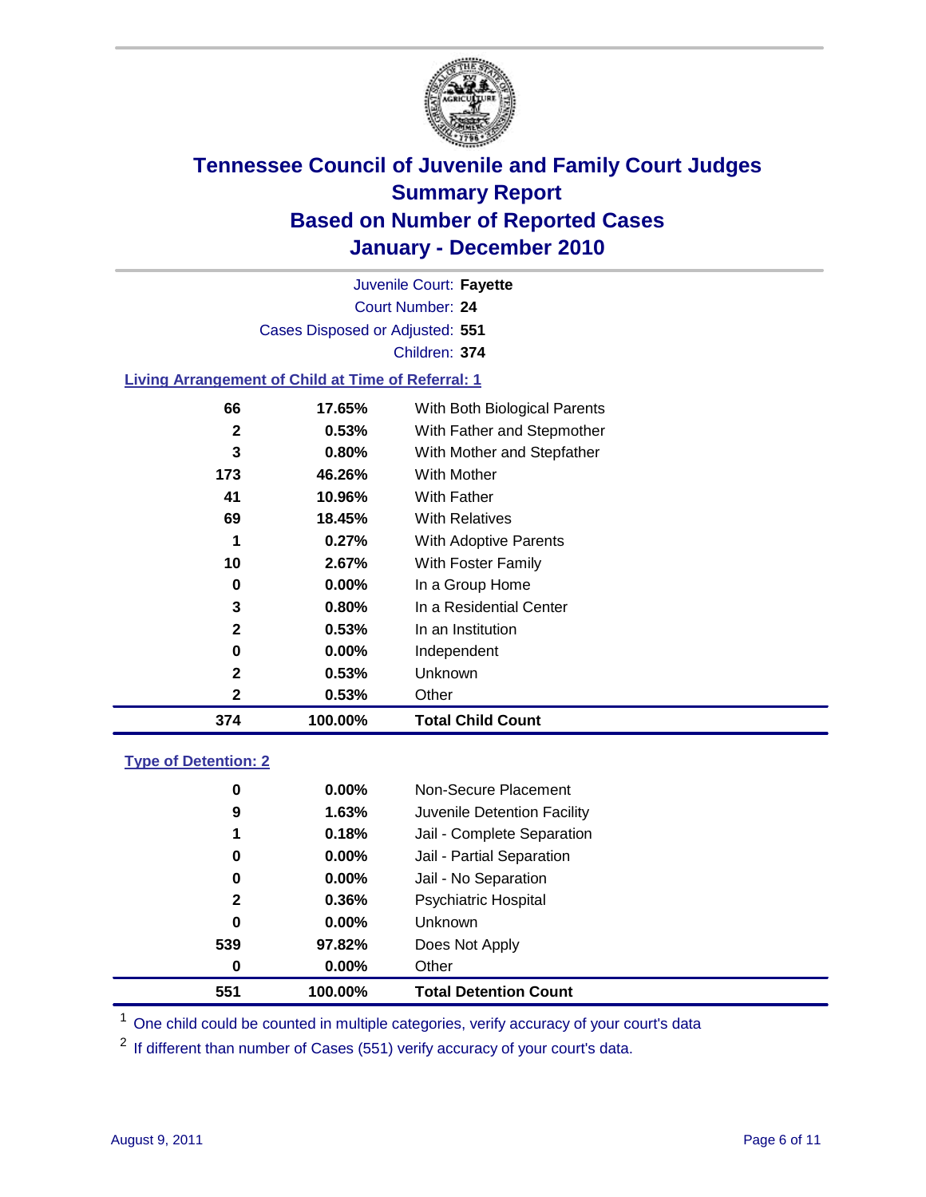# Tennessee Council of Juvenile and Family Court Judges
## Summary Report
## Based on Number of Reported Cases
## January - December 2010

Juvenile Court: **Fayette**

Court Number: **24**

Cases Disposed or Adjusted: **551**

Children: **374**

### Living Arrangement of Child at Time of Referral: 1

| | | |
|---|---|---|
| 66 | 17.65% | With Both Biological Parents |
| 2 | 0.53% | With Father and Stepmother |
| 3 | 0.80% | With Mother and Stepfather |
| 173 | 46.26% | With Mother |
| 41 | 10.96% | With Father |
| 69 | 18.45% | With Relatives |
| 1 | 0.27% | With Adoptive Parents |
| 10 | 2.67% | With Foster Family |
| 0 | 0.00% | In a Group Home |
| 3 | 0.80% | In a Residential Center |
| 2 | 0.53% | In an Institution |
| 0 | 0.00% | Independent |
| 2 | 0.53% | Unknown |
| 2 | 0.53% | Other |
| **374** | **100.00%** | **Total Child Count** |

### Type of Detention: 2

| | | |
|---|---|---|
| 0 | 0.00% | Non-Secure Placement |
| 9 | 1.63% | Juvenile Detention Facility |
| 1 | 0.18% | Jail - Complete Separation |
| 0 | 0.00% | Jail - Partial Separation |
| 0 | 0.00% | Jail - No Separation |
| 2 | 0.36% | Psychiatric Hospital |
| 0 | 0.00% | Unknown |
| 539 | 97.82% | Does Not Apply |
| 0 | 0.00% | Other |
| **551** | **100.00%** | **Total Detention Count** |

[1] One child could be counted in multiple categories, verify accuracy of your court's data

[2] If different than number of Cases (551) verify accuracy of your court's data.

August 9, 2011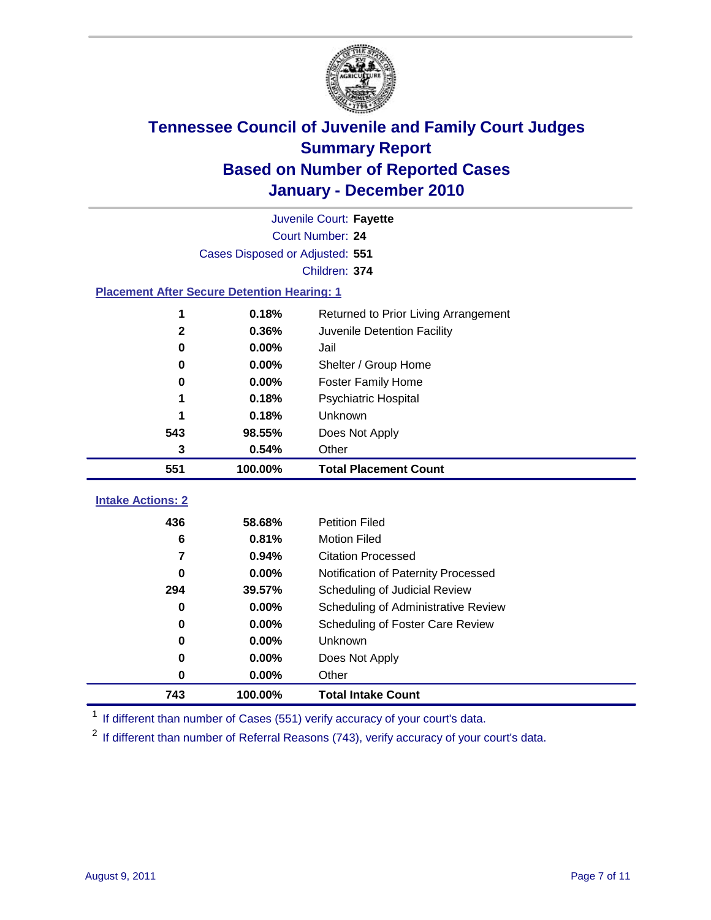# Tennessee Council of Juvenile and Family Court Judges
## Summary Report
## Based on Number of Reported Cases
## January - December 2010

Juvenile Court: **Fayette**

Court Number: **24**

Cases Disposed or Adjusted: **551**

Children: **374**

### Placement After Secure Detention Hearing: 1

| | | |
|---|---|---|
| 1 | 0.18% | Returned to Prior Living Arrangement |
| 2 | 0.36% | Juvenile Detention Facility |
| 0 | 0.00% | Jail |
| 0 | 0.00% | Shelter / Group Home |
| 0 | 0.00% | Foster Family Home |
| 1 | 0.18% | Psychiatric Hospital |
| 1 | 0.18% | Unknown |
| 543 | 98.55% | Does Not Apply |
| 3 | 0.54% | Other |
| **551** | **100.00%** | **Total Placement Count** |

### Intake Actions: 2

| | | |
|---|---|---|
| 436 | 58.68% | Petition Filed |
| 6 | 0.81% | Motion Filed |
| 7 | 0.94% | Citation Processed |
| 0 | 0.00% | Notification of Paternity Processed |
| 294 | 39.57% | Scheduling of Judicial Review |
| 0 | 0.00% | Scheduling of Administrative Review |
| 0 | 0.00% | Scheduling of Foster Care Review |
| 0 | 0.00% | Unknown |
| 0 | 0.00% | Does Not Apply |
| 0 | 0.00% | Other |
| **743** | **100.00%** | **Total Intake Count** |

[1] If different than number of Cases (551) verify accuracy of your court's data.

[2] If different than number of Referral Reasons (743), verify accuracy of your court's data.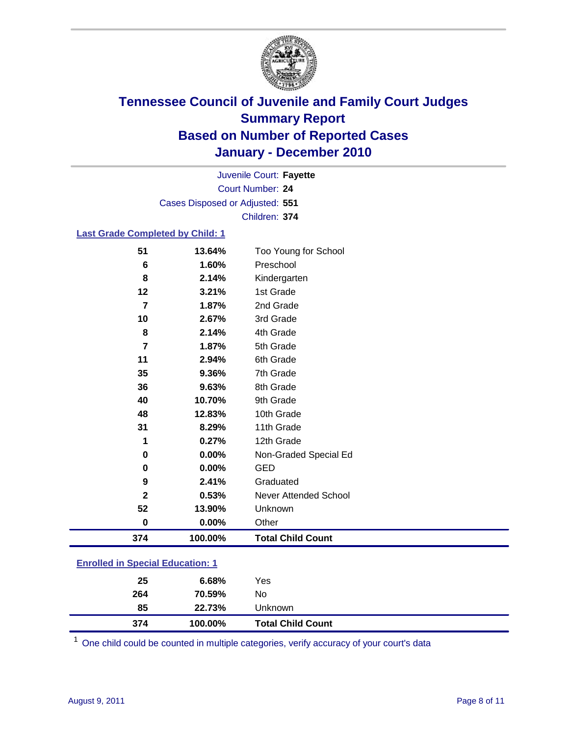# Tennessee Council of Juvenile and Family Court Judges
## Summary Report
## Based on Number of Reported Cases
## January - December 2010

Juvenile Court: **Fayette**
Court Number: **24**
Cases Disposed or Adjusted: **551**
Children: **374**

### Last Grade Completed by Child: 1

| | | |
|---|---|---|
| 51 | 13.64% | Too Young for School |
| 6 | 1.60% | Preschool |
| 8 | 2.14% | Kindergarten |
| 12 | 3.21% | 1st Grade |
| 7 | 1.87% | 2nd Grade |
| 10 | 2.67% | 3rd Grade |
| 8 | 2.14% | 4th Grade |
| 7 | 1.87% | 5th Grade |
| 11 | 2.94% | 6th Grade |
| 35 | 9.36% | 7th Grade |
| 36 | 9.63% | 8th Grade |
| 40 | 10.70% | 9th Grade |
| 48 | 12.83% | 10th Grade |
| 31 | 8.29% | 11th Grade |
| 1 | 0.27% | 12th Grade |
| 0 | 0.00% | Non-Graded Special Ed |
| 0 | 0.00% | GED |
| 9 | 2.41% | Graduated |
| 2 | 0.53% | Never Attended School |
| 52 | 13.90% | Unknown |
| 0 | 0.00% | Other |
| **374** | **100.00%** | **Total Child Count** |

### Enrolled in Special Education: 1

| | | |
|---|---|---|
| 25 | 6.68% | Yes |
| 264 | 70.59% | No |
| 85 | 22.73% | Unknown |
| **374** | **100.00%** | **Total Child Count** |

[1] One child could be counted in multiple categories, verify accuracy of your court's data

August 9, 2011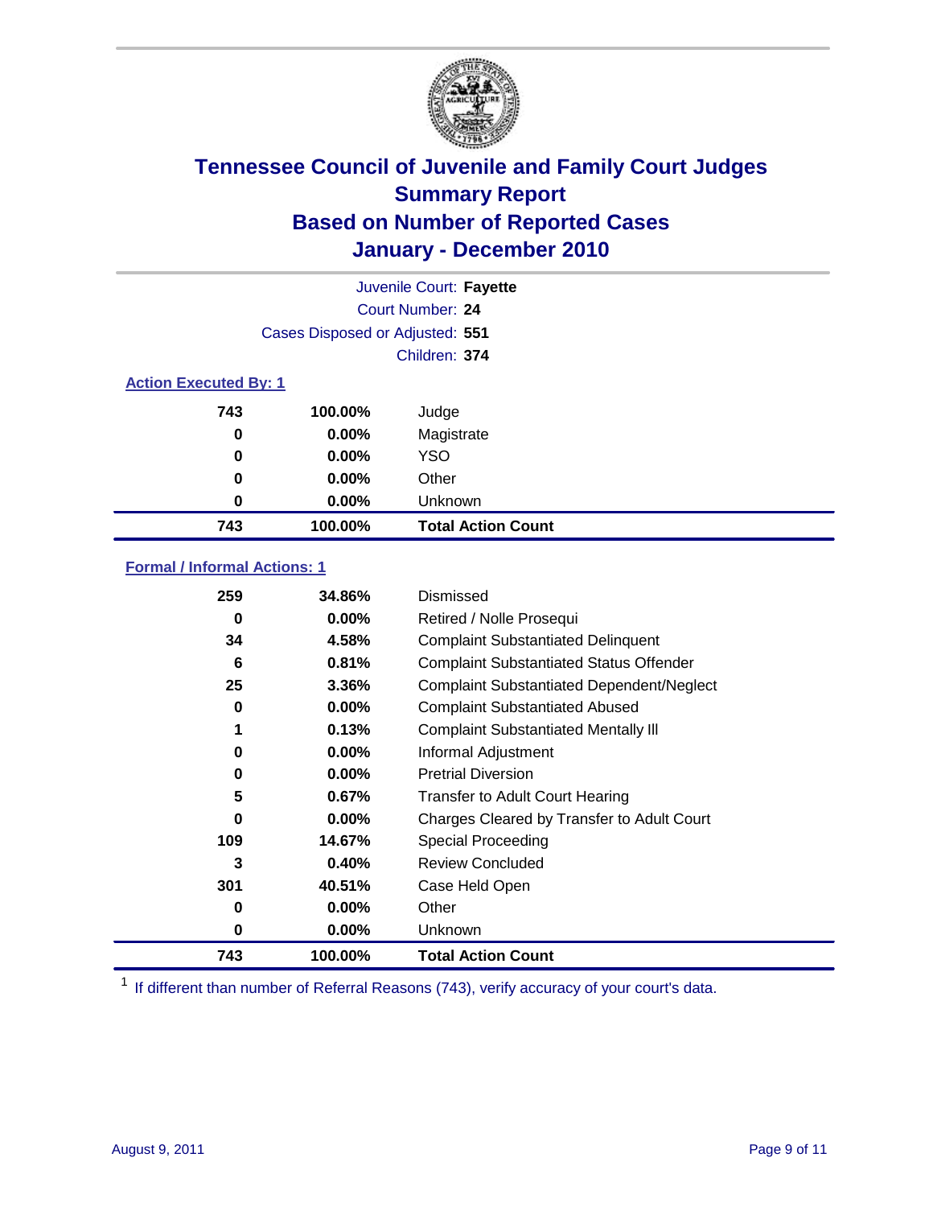# Tennessee Council of Juvenile and Family Court Judges
## Summary Report
## Based on Number of Reported Cases
## January - December 2010

Juvenile Court: **Fayette**
Court Number: **24**
Cases Disposed or Adjusted: **551**
Children: **374**

### Action Executed By: 1

| | | |
|---|---|---|
| 743 | 100.00% | Judge |
| 0 | 0.00% | Magistrate |
| 0 | 0.00% | YSO |
| 0 | 0.00% | Other |
| 0 | 0.00% | Unknown |
| **743** | **100.00%** | **Total Action Count** |

### Formal / Informal Actions: 1

| | | |
|---|---|---|
| 259 | 34.86% | Dismissed |
| 0 | 0.00% | Retired / Nolle Prosequi |
| 34 | 4.58% | Complaint Substantiated Delinquent |
| 6 | 0.81% | Complaint Substantiated Status Offender |
| 25 | 3.36% | Complaint Substantiated Dependent/Neglect |
| 0 | 0.00% | Complaint Substantiated Abused |
| 1 | 0.13% | Complaint Substantiated Mentally Ill |
| 0 | 0.00% | Informal Adjustment |
| 0 | 0.00% | Pretrial Diversion |
| 5 | 0.67% | Transfer to Adult Court Hearing |
| 0 | 0.00% | Charges Cleared by Transfer to Adult Court |
| 109 | 14.67% | Special Proceeding |
| 3 | 0.40% | Review Concluded |
| 301 | 40.51% | Case Held Open |
| 0 | 0.00% | Other |
| 0 | 0.00% | Unknown |
| **743** | **100.00%** | **Total Action Count** |

[1] If different than number of Referral Reasons (743), verify accuracy of your court's data.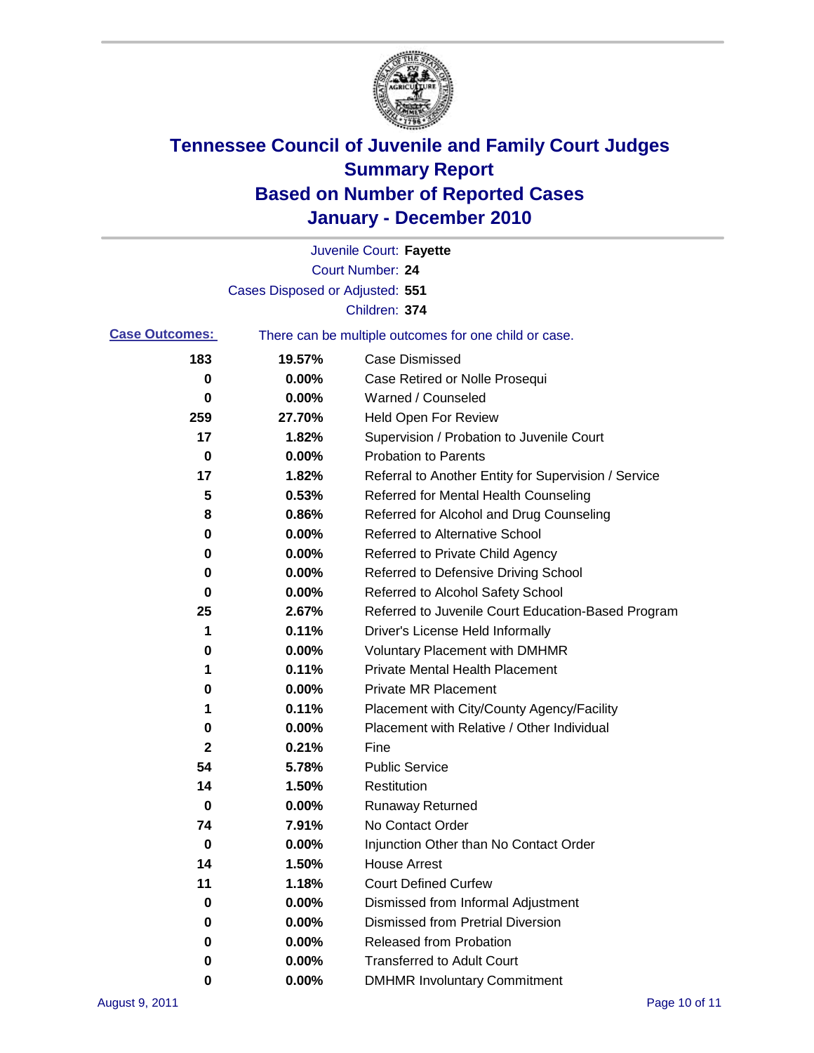# Tennessee Council of Juvenile and Family Court Judges
## Summary Report
## Based on Number of Reported Cases
## January - December 2010

Juvenile Court: **Fayette**

Court Number: **24**

Cases Disposed or Adjusted: **551**

Children: **374**

**Case Outcomes:** There can be multiple outcomes for one child or case.

| Count | Percent | Outcome |
|---|---|---|
| 183 | 19.57% | Case Dismissed |
| 0 | 0.00% | Case Retired or Nolle Prosequi |
| 0 | 0.00% | Warned / Counseled |
| 259 | 27.70% | Held Open For Review |
| 17 | 1.82% | Supervision / Probation to Juvenile Court |
| 0 | 0.00% | Probation to Parents |
| 17 | 1.82% | Referral to Another Entity for Supervision / Service |
| 5 | 0.53% | Referred for Mental Health Counseling |
| 8 | 0.86% | Referred for Alcohol and Drug Counseling |
| 0 | 0.00% | Referred to Alternative School |
| 0 | 0.00% | Referred to Private Child Agency |
| 0 | 0.00% | Referred to Defensive Driving School |
| 0 | 0.00% | Referred to Alcohol Safety School |
| 25 | 2.67% | Referred to Juvenile Court Education-Based Program |
| 1 | 0.11% | Driver's License Held Informally |
| 0 | 0.00% | Voluntary Placement with DMHMR |
| 1 | 0.11% | Private Mental Health Placement |
| 0 | 0.00% | Private MR Placement |
| 1 | 0.11% | Placement with City/County Agency/Facility |
| 0 | 0.00% | Placement with Relative / Other Individual |
| 2 | 0.21% | Fine |
| 54 | 5.78% | Public Service |
| 14 | 1.50% | Restitution |
| 0 | 0.00% | Runaway Returned |
| 74 | 7.91% | No Contact Order |
| 0 | 0.00% | Injunction Other than No Contact Order |
| 14 | 1.50% | House Arrest |
| 11 | 1.18% | Court Defined Curfew |
| 0 | 0.00% | Dismissed from Informal Adjustment |
| 0 | 0.00% | Dismissed from Pretrial Diversion |
| 0 | 0.00% | Released from Probation |
| 0 | 0.00% | Transferred to Adult Court |
| 0 | 0.00% | DMHMR Involuntary Commitment |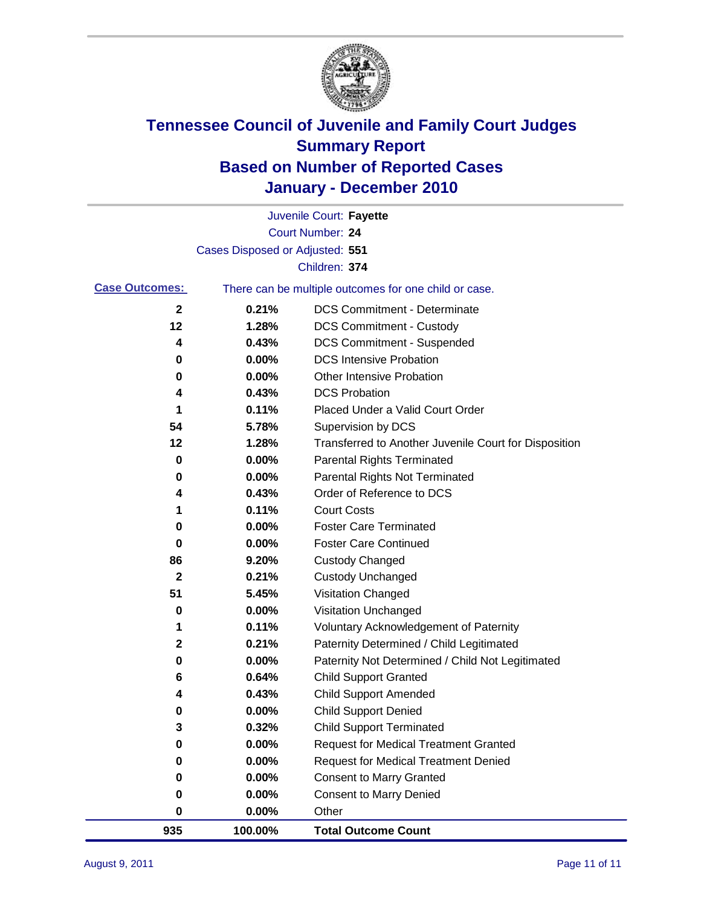# Tennessee Council of Juvenile and Family Court Judges
## Summary Report
## Based on Number of Reported Cases
## January - December 2010

Juvenile Court: **Fayette**
Court Number: **24**
Cases Disposed or Adjusted: **551**
Children: **374**

**Case Outcomes:** There can be multiple outcomes for one child or case.

| | | |
|---|---|---|
| 2 | 0.21% | DCS Commitment - Determinate |
| 12 | 1.28% | DCS Commitment - Custody |
| 4 | 0.43% | DCS Commitment - Suspended |
| 0 | 0.00% | DCS Intensive Probation |
| 0 | 0.00% | Other Intensive Probation |
| 4 | 0.43% | DCS Probation |
| 1 | 0.11% | Placed Under a Valid Court Order |
| 54 | 5.78% | Supervision by DCS |
| 12 | 1.28% | Transferred to Another Juvenile Court for Disposition |
| 0 | 0.00% | Parental Rights Terminated |
| 0 | 0.00% | Parental Rights Not Terminated |
| 4 | 0.43% | Order of Reference to DCS |
| 1 | 0.11% | Court Costs |
| 0 | 0.00% | Foster Care Terminated |
| 0 | 0.00% | Foster Care Continued |
| 86 | 9.20% | Custody Changed |
| 2 | 0.21% | Custody Unchanged |
| 51 | 5.45% | Visitation Changed |
| 0 | 0.00% | Visitation Unchanged |
| 1 | 0.11% | Voluntary Acknowledgement of Paternity |
| 2 | 0.21% | Paternity Determined / Child Legitimated |
| 0 | 0.00% | Paternity Not Determined / Child Not Legitimated |
| 6 | 0.64% | Child Support Granted |
| 4 | 0.43% | Child Support Amended |
| 0 | 0.00% | Child Support Denied |
| 3 | 0.32% | Child Support Terminated |
| 0 | 0.00% | Request for Medical Treatment Granted |
| 0 | 0.00% | Request for Medical Treatment Denied |
| 0 | 0.00% | Consent to Marry Granted |
| 0 | 0.00% | Consent to Marry Denied |
| 0 | 0.00% | Other |
| **935** | **100.00%** | **Total Outcome Count** |